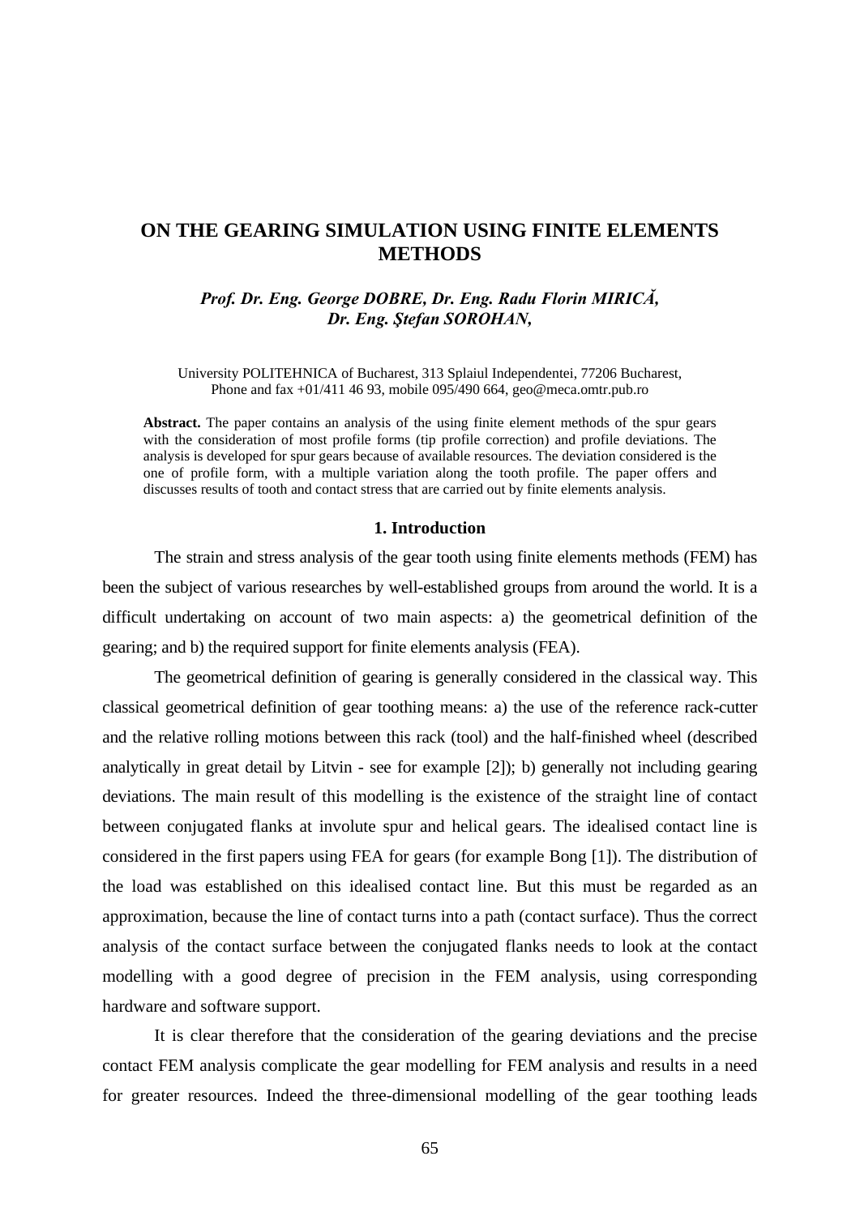# ON THE GEARING SIMULATION USING FINITE ELEMENTS METHODS

***Prof. Dr. Eng. George DOBRE, Dr. Eng. Radu Florin MIRICĂ, Dr. Eng. Ştefan SOROHAN,***

University POLITEHNICA of Bucharest, 313 Splaiul Independentei, 77206 Bucharest, Phone and fax +01/411 46 93, mobile 095/490 664, geo@meca.omtr.pub.ro

**Abstract.** The paper contains an analysis of the using finite element methods of the spur gears with the consideration of most profile forms (tip profile correction) and profile deviations. The analysis is developed for spur gears because of available resources. The deviation considered is the one of profile form, with a multiple variation along the tooth profile. The paper offers and discusses results of tooth and contact stress that are carried out by finite elements analysis.

## 1. Introduction

The strain and stress analysis of the gear tooth using finite elements methods (FEM) has been the subject of various researches by well-established groups from around the world. It is a difficult undertaking on account of two main aspects: a) the geometrical definition of the gearing; and b) the required support for finite elements analysis (FEA).

The geometrical definition of gearing is generally considered in the classical way. This classical geometrical definition of gear toothing means: a) the use of the reference rack-cutter and the relative rolling motions between this rack (tool) and the half-finished wheel (described analytically in great detail by Litvin - see for example [2]); b) generally not including gearing deviations. The main result of this modelling is the existence of the straight line of contact between conjugated flanks at involute spur and helical gears. The idealised contact line is considered in the first papers using FEA for gears (for example Bong [1]). The distribution of the load was established on this idealised contact line. But this must be regarded as an approximation, because the line of contact turns into a path (contact surface). Thus the correct analysis of the contact surface between the conjugated flanks needs to look at the contact modelling with a good degree of precision in the FEM analysis, using corresponding hardware and software support.

It is clear therefore that the consideration of the gearing deviations and the precise contact FEM analysis complicate the gear modelling for FEM analysis and results in a need for greater resources. Indeed the three-dimensional modelling of the gear toothing leads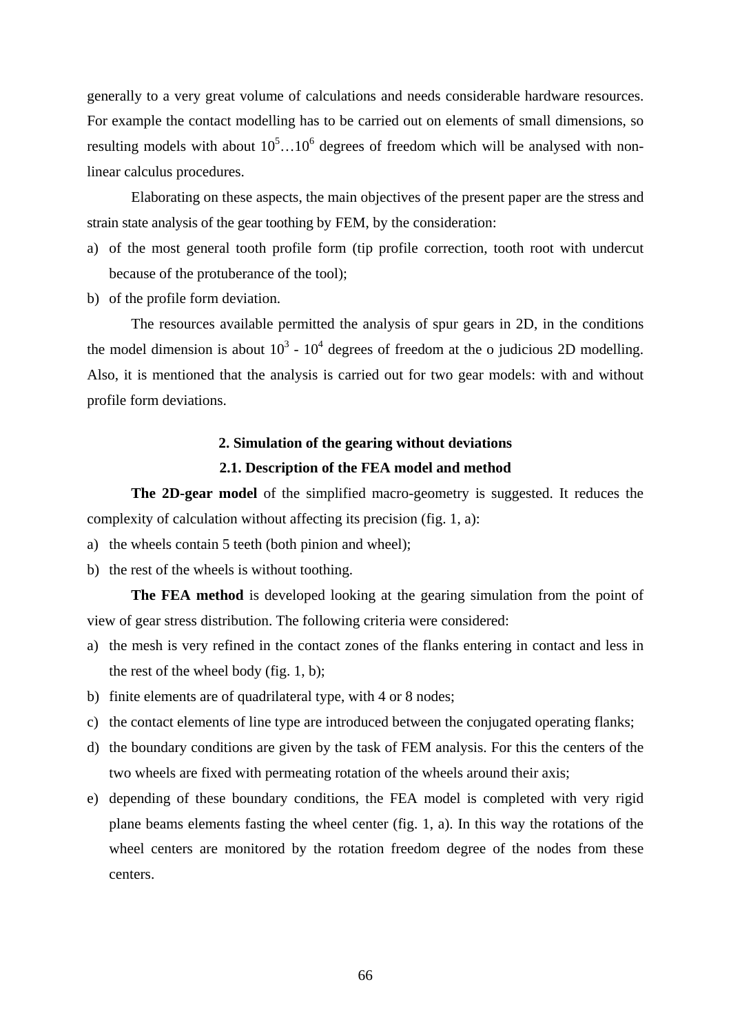generally to a very great volume of calculations and needs considerable hardware resources. For example the contact modelling has to be carried out on elements of small dimensions, so resulting models with about $10^5 \ldots 10^6$ degrees of freedom which will be analysed with non-linear calculus procedures.

Elaborating on these aspects, the main objectives of the present paper are the stress and strain state analysis of the gear toothing by FEM, by the consideration:

a) of the most general tooth profile form (tip profile correction, tooth root with undercut because of the protuberance of the tool);
b) of the profile form deviation.

The resources available permitted the analysis of spur gears in 2D, in the conditions the model dimension is about $10^3$ - $10^4$ degrees of freedom at the o judicious 2D modelling. Also, it is mentioned that the analysis is carried out for two gear models: with and without profile form deviations.

## 2. Simulation of the gearing without deviations

### 2.1. Description of the FEA model and method

**The 2D-gear model** of the simplified macro-geometry is suggested. It reduces the complexity of calculation without affecting its precision (fig. 1, a):

a) the wheels contain 5 teeth (both pinion and wheel);
b) the rest of the wheels is without toothing.

**The FEA method** is developed looking at the gearing simulation from the point of view of gear stress distribution. The following criteria were considered:

a) the mesh is very refined in the contact zones of the flanks entering in contact and less in the rest of the wheel body (fig. 1, b);
b) finite elements are of quadrilateral type, with 4 or 8 nodes;
c) the contact elements of line type are introduced between the conjugated operating flanks;
d) the boundary conditions are given by the task of FEM analysis. For this the centers of the two wheels are fixed with permeating rotation of the wheels around their axis;
e) depending of these boundary conditions, the FEA model is completed with very rigid plane beams elements fasting the wheel center (fig. 1, a). In this way the rotations of the wheel centers are monitored by the rotation freedom degree of the nodes from these centers.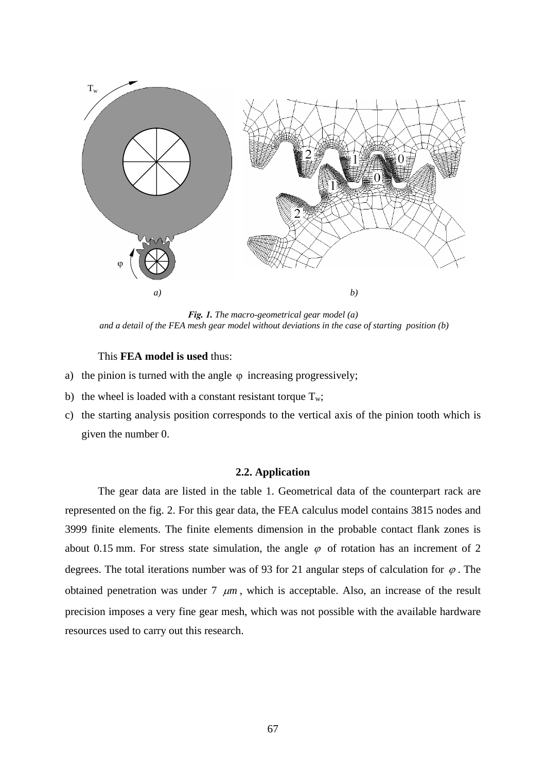*Fig. 1. The macro-geometrical gear model (a) and a detail of the FEA mesh gear model without deviations in the case of starting position (b)*

This **FEA model is used** thus:

a) the pinion is turned with the angle $\varphi$ increasing progressively;

b) the wheel is loaded with a constant resistant torque $T_w$;

c) the starting analysis position corresponds to the vertical axis of the pinion tooth which is given the number 0.

### 2.2. Application

The gear data are listed in the table 1. Geometrical data of the counterpart rack are represented on the fig. 2. For this gear data, the FEA calculus model contains 3815 nodes and 3999 finite elements. The finite elements dimension in the probable contact flank zones is about 0.15 mm. For stress state simulation, the angle $\varphi$ of rotation has an increment of 2 degrees. The total iterations number was of 93 for 21 angular steps of calculation for $\varphi$. The obtained penetration was under 7 $\mu m$, which is acceptable. Also, an increase of the result precision imposes a very fine gear mesh, which was not possible with the available hardware resources used to carry out this research.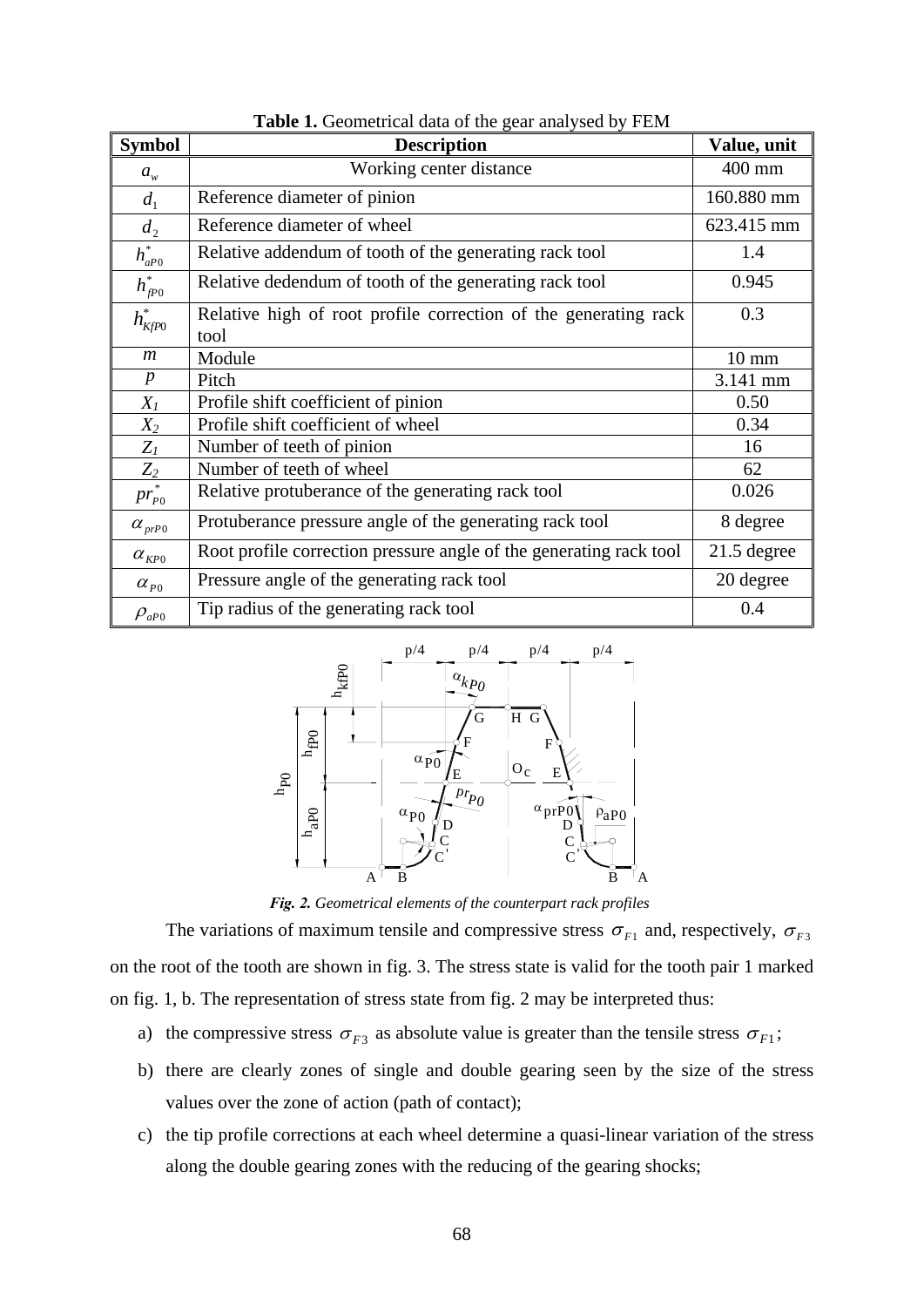**Table 1.** Geometrical data of the gear analysed by FEM

| Symbol | Description | Value, unit |
|---|---|---|
| $a_w$ | Working center distance | 400 mm |
| $d_1$ | Reference diameter of pinion | 160.880 mm |
| $d_2$ | Reference diameter of wheel | 623.415 mm |
| $h^*_{aP0}$ | Relative addendum of tooth of the generating rack tool | 1.4 |
| $h^*_{fP0}$ | Relative dedendum of tooth of the generating rack tool | 0.945 |
| $h^*_{KfP0}$ | Relative high of root profile correction of the generating rack tool | 0.3 |
| $m$ | Module | 10 mm |
| $p$ | Pitch | 3.141 mm |
| $X_1$ | Profile shift coefficient of pinion | 0.50 |
| $X_2$ | Profile shift coefficient of wheel | 0.34 |
| $Z_1$ | Number of teeth of pinion | 16 |
| $Z_2$ | Number of teeth of wheel | 62 |
| $pr^*_{P0}$ | Relative protuberance of the generating rack tool | 0.026 |
| $\alpha_{prP0}$ | Protuberance pressure angle of the generating rack tool | 8 degree |
| $\alpha_{KP0}$ | Root profile correction pressure angle of the generating rack tool | 21.5 degree |
| $\alpha_{P0}$ | Pressure angle of the generating rack tool | 20 degree |
| $\rho_{aP0}$ | Tip radius of the generating rack tool | 0.4 |

*Fig. 2. Geometrical elements of the counterpart rack profiles*

The variations of maximum tensile and compressive stress $\sigma_{F1}$ and, respectively, $\sigma_{F3}$ on the root of the tooth are shown in fig. 3. The stress state is valid for the tooth pair 1 marked on fig. 1, b. The representation of stress state from fig. 2 may be interpreted thus:

a) the compressive stress $\sigma_{F3}$ as absolute value is greater than the tensile stress $\sigma_{F1}$;

b) there are clearly zones of single and double gearing seen by the size of the stress values over the zone of action (path of contact);

c) the tip profile corrections at each wheel determine a quasi-linear variation of the stress along the double gearing zones with the reducing of the gearing shocks;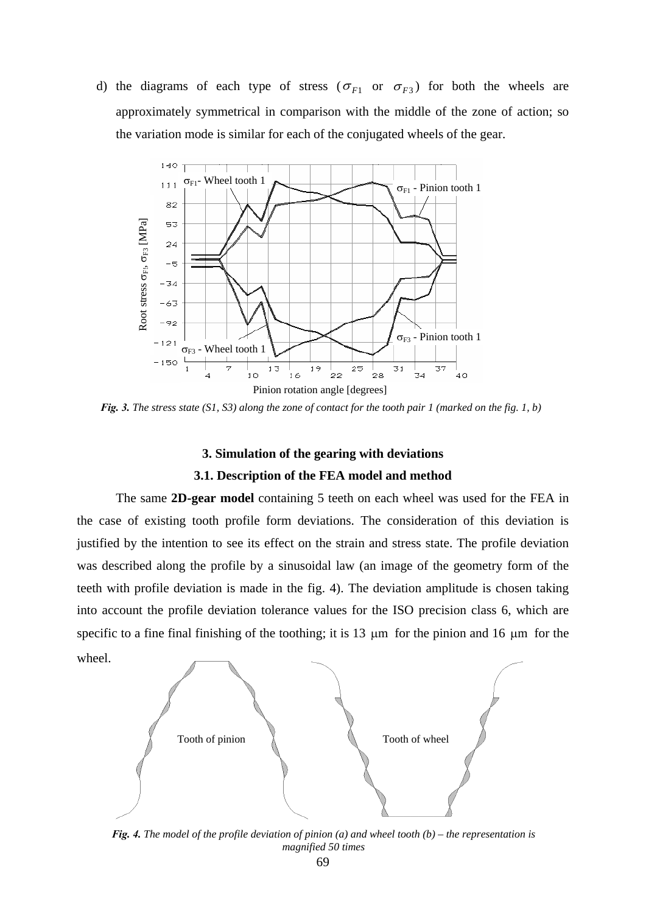d) the diagrams of each type of stress ($\sigma_{F1}$ or $\sigma_{F3}$) for both the wheels are approximately symmetrical in comparison with the middle of the zone of action; so the variation mode is similar for each of the conjugated wheels of the gear.

*Fig. 3. The stress state (S1, S3) along the zone of contact for the tooth pair 1 (marked on the fig. 1, b)*

### 3. Simulation of the gearing with deviations

### 3.1. Description of the FEA model and method

The same **2D-gear model** containing 5 teeth on each wheel was used for the FEA in the case of existing tooth profile form deviations. The consideration of this deviation is justified by the intention to see its effect on the strain and stress state. The profile deviation was described along the profile by a sinusoidal law (an image of the geometry form of the teeth with profile deviation is made in the fig. 4). The deviation amplitude is chosen taking into account the profile deviation tolerance values for the ISO precision class 6, which are specific to a fine final finishing of the toothing; it is 13 μm for the pinion and 16 μm for the wheel.

*Fig. 4. The model of the profile deviation of pinion (a) and wheel tooth (b) – the representation is magnified 50 times*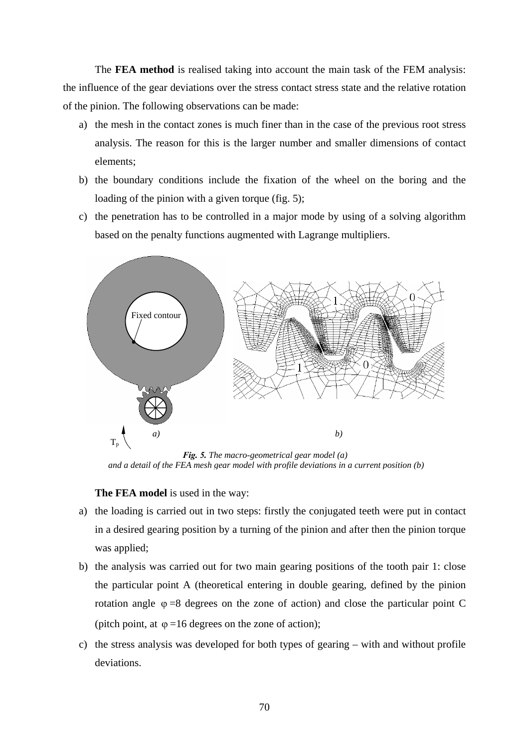The **FEA method** is realised taking into account the main task of the FEM analysis: the influence of the gear deviations over the stress contact stress state and the relative rotation of the pinion. The following observations can be made:

a) the mesh in the contact zones is much finer than in the case of the previous root stress analysis. The reason for this is the larger number and smaller dimensions of contact elements;
b) the boundary conditions include the fixation of the wheel on the boring and the loading of the pinion with a given torque (fig. 5);
c) the penetration has to be controlled in a major mode by using of a solving algorithm based on the penalty functions augmented with Lagrange multipliers.

***Fig. 5.*** *The macro-geometrical gear model (a) and a detail of the FEA mesh gear model with profile deviations in a current position (b)*

**The FEA model** is used in the way:

a) the loading is carried out in two steps: firstly the conjugated teeth were put in contact in a desired gearing position by a turning of the pinion and after then the pinion torque was applied;
b) the analysis was carried out for two main gearing positions of the tooth pair 1: close the particular point A (theoretical entering in double gearing, defined by the pinion rotation angle $\varphi = 8$ degrees on the zone of action) and close the particular point C (pitch point, at $\varphi = 16$ degrees on the zone of action);
c) the stress analysis was developed for both types of gearing – with and without profile deviations.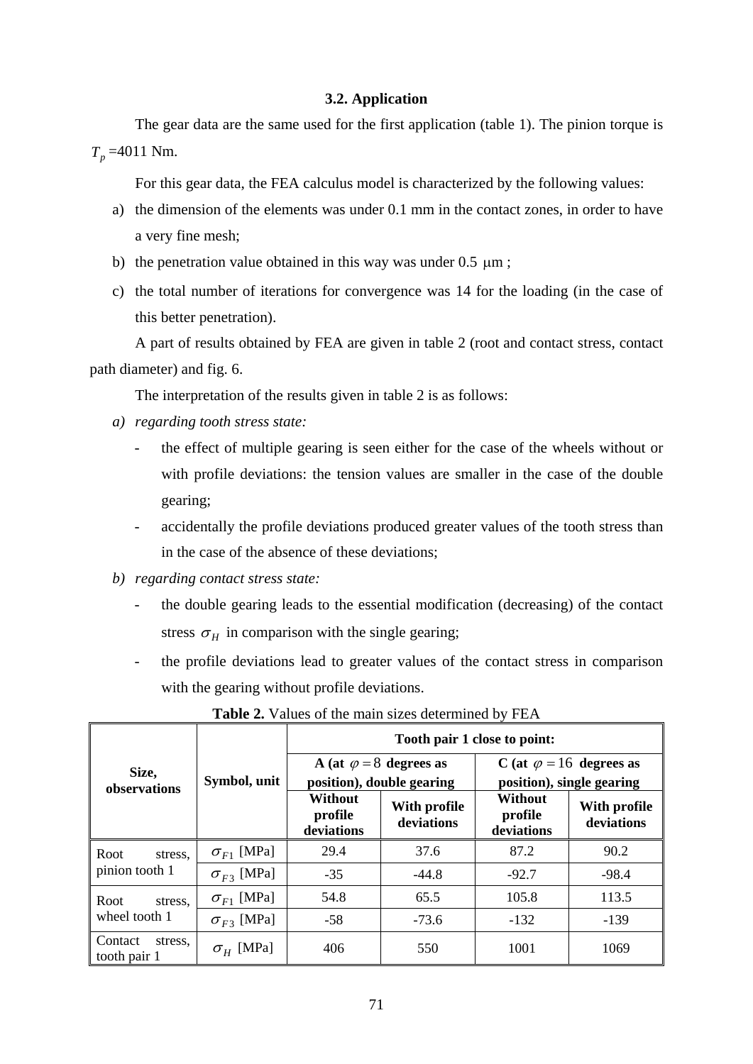### 3.2. Application

The gear data are the same used for the first application (table 1). The pinion torque is $T_p$ =4011 Nm.

For this gear data, the FEA calculus model is characterized by the following values:

a) the dimension of the elements was under 0.1 mm in the contact zones, in order to have a very fine mesh;
b) the penetration value obtained in this way was under 0.5 $\mu$m ;
c) the total number of iterations for convergence was 14 for the loading (in the case of this better penetration).

A part of results obtained by FEA are given in table 2 (root and contact stress, contact path diameter) and fig. 6.

The interpretation of the results given in table 2 is as follows:

a) *regarding tooth stress state:*
   - the effect of multiple gearing is seen either for the case of the wheels without or with profile deviations: the tension values are smaller in the case of the double gearing;
   - accidentally the profile deviations produced greater values of the tooth stress than in the case of the absence of these deviations;

b) *regarding contact stress state:*
   - the double gearing leads to the essential modification (decreasing) of the contact stress $\sigma_H$ in comparison with the single gearing;
   - the profile deviations lead to greater values of the contact stress in comparison with the gearing without profile deviations.

**Table 2.** Values of the main sizes determined by FEA

| Size, observations | Symbol, unit | Tooth pair 1 close to point: | | | |
|---|---|---|---|---|---|
| | | A (at $\varphi = 8$ degrees as position), double gearing | | C (at $\varphi = 16$ degrees as position), single gearing | |
| | | Without profile deviations | With profile deviations | Without profile deviations | With profile deviations |
| Root stress, pinion tooth 1 | $\sigma_{F1}$ [MPa] | 29.4 | 37.6 | 87.2 | 90.2 |
| | $\sigma_{F3}$ [MPa] | -35 | -44.8 | -92.7 | -98.4 |
| Root stress, wheel tooth 1 | $\sigma_{F1}$ [MPa] | 54.8 | 65.5 | 105.8 | 113.5 |
| | $\sigma_{F3}$ [MPa] | -58 | -73.6 | -132 | -139 |
| Contact stress, tooth pair 1 | $\sigma_H$ [MPa] | 406 | 550 | 1001 | 1069 |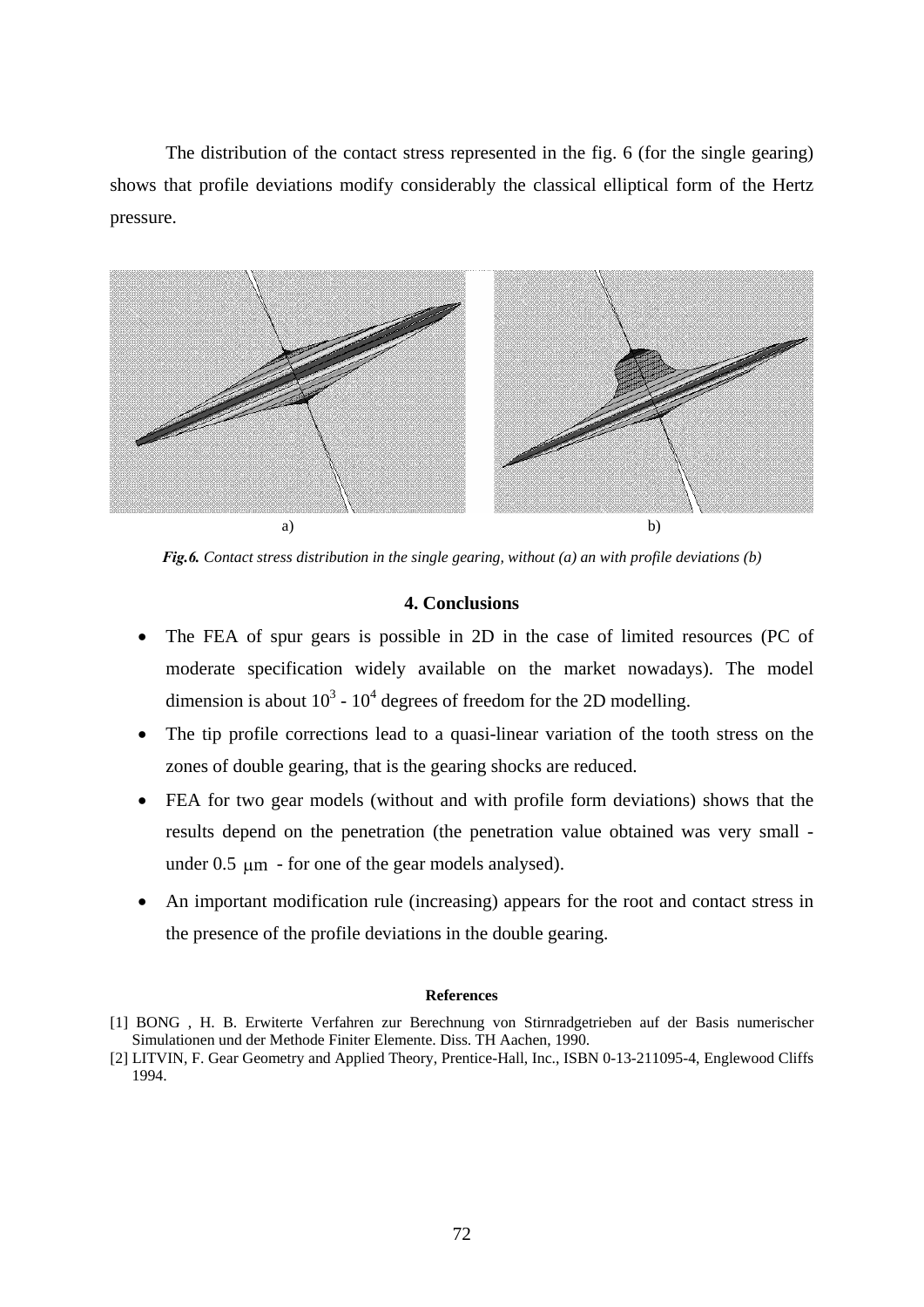The distribution of the contact stress represented in the fig. 6 (for the single gearing) shows that profile deviations modify considerably the classical elliptical form of the Hertz pressure.

a)

b)

***Fig.6.** Contact stress distribution in the single gearing, without (a) an with profile deviations (b)*

## 4. Conclusions

- The FEA of spur gears is possible in 2D in the case of limited resources (PC of moderate specification widely available on the market nowadays). The model dimension is about $10^3$ - $10^4$ degrees of freedom for the 2D modelling.
- The tip profile corrections lead to a quasi-linear variation of the tooth stress on the zones of double gearing, that is the gearing shocks are reduced.
- FEA for two gear models (without and with profile form deviations) shows that the results depend on the penetration (the penetration value obtained was very small - under 0.5 $\mu m$ - for one of the gear models analysed).
- An important modification rule (increasing) appears for the root and contact stress in the presence of the profile deviations in the double gearing.

### References

[1] BONG , H. B. Erwiterte Verfahren zur Berechnung von Stirnradgetrieben auf der Basis numerischer Simulationen und der Methode Finiter Elemente. Diss. TH Aachen, 1990.

[2] LITVIN, F. Gear Geometry and Applied Theory, Prentice-Hall, Inc., ISBN 0-13-211095-4, Englewood Cliffs 1994.